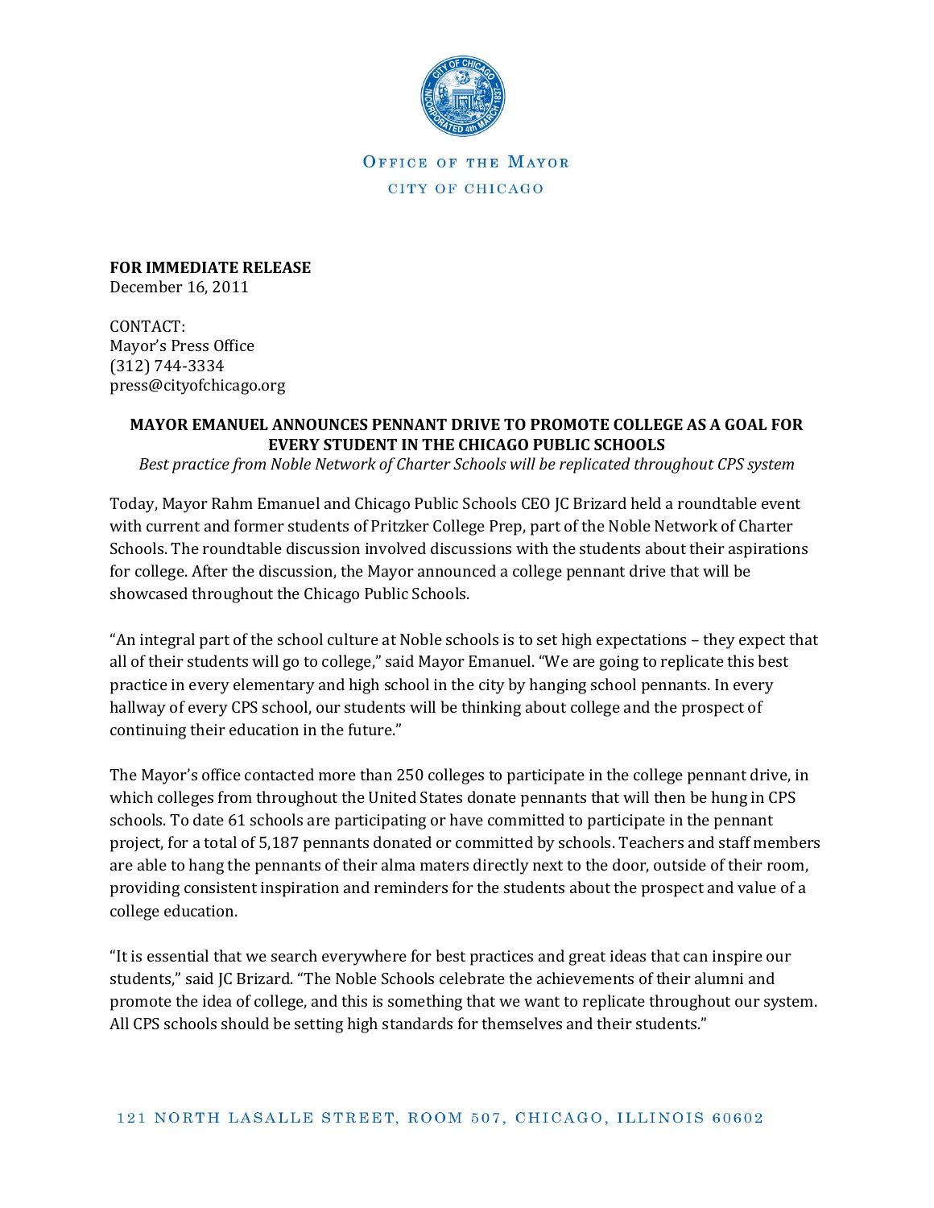OFFICE OF THE MAYOR

CITY OF CHICAGO

**FOR IMMEDIATE RELEASE**
December 16, 2011

CONTACT:
Mayor's Press Office
(312) 744-3334
press@cityofchicago.org

**MAYOR EMANUEL ANNOUNCES PENNANT DRIVE TO PROMOTE COLLEGE AS A GOAL FOR EVERY STUDENT IN THE CHICAGO PUBLIC SCHOOLS**

*Best practice from Noble Network of Charter Schools will be replicated throughout CPS system*

Today, Mayor Rahm Emanuel and Chicago Public Schools CEO JC Brizard held a roundtable event with current and former students of Pritzker College Prep, part of the Noble Network of Charter Schools. The roundtable discussion involved discussions with the students about their aspirations for college. After the discussion, the Mayor announced a college pennant drive that will be showcased throughout the Chicago Public Schools.

"An integral part of the school culture at Noble schools is to set high expectations – they expect that all of their students will go to college," said Mayor Emanuel. "We are going to replicate this best practice in every elementary and high school in the city by hanging school pennants. In every hallway of every CPS school, our students will be thinking about college and the prospect of continuing their education in the future."

The Mayor's office contacted more than 250 colleges to participate in the college pennant drive, in which colleges from throughout the United States donate pennants that will then be hung in CPS schools. To date 61 schools are participating or have committed to participate in the pennant project, for a total of 5,187 pennants donated or committed by schools. Teachers and staff members are able to hang the pennants of their alma maters directly next to the door, outside of their room, providing consistent inspiration and reminders for the students about the prospect and value of a college education.

"It is essential that we search everywhere for best practices and great ideas that can inspire our students," said JC Brizard. "The Noble Schools celebrate the achievements of their alumni and promote the idea of college, and this is something that we want to replicate throughout our system. All CPS schools should be setting high standards for themselves and their students."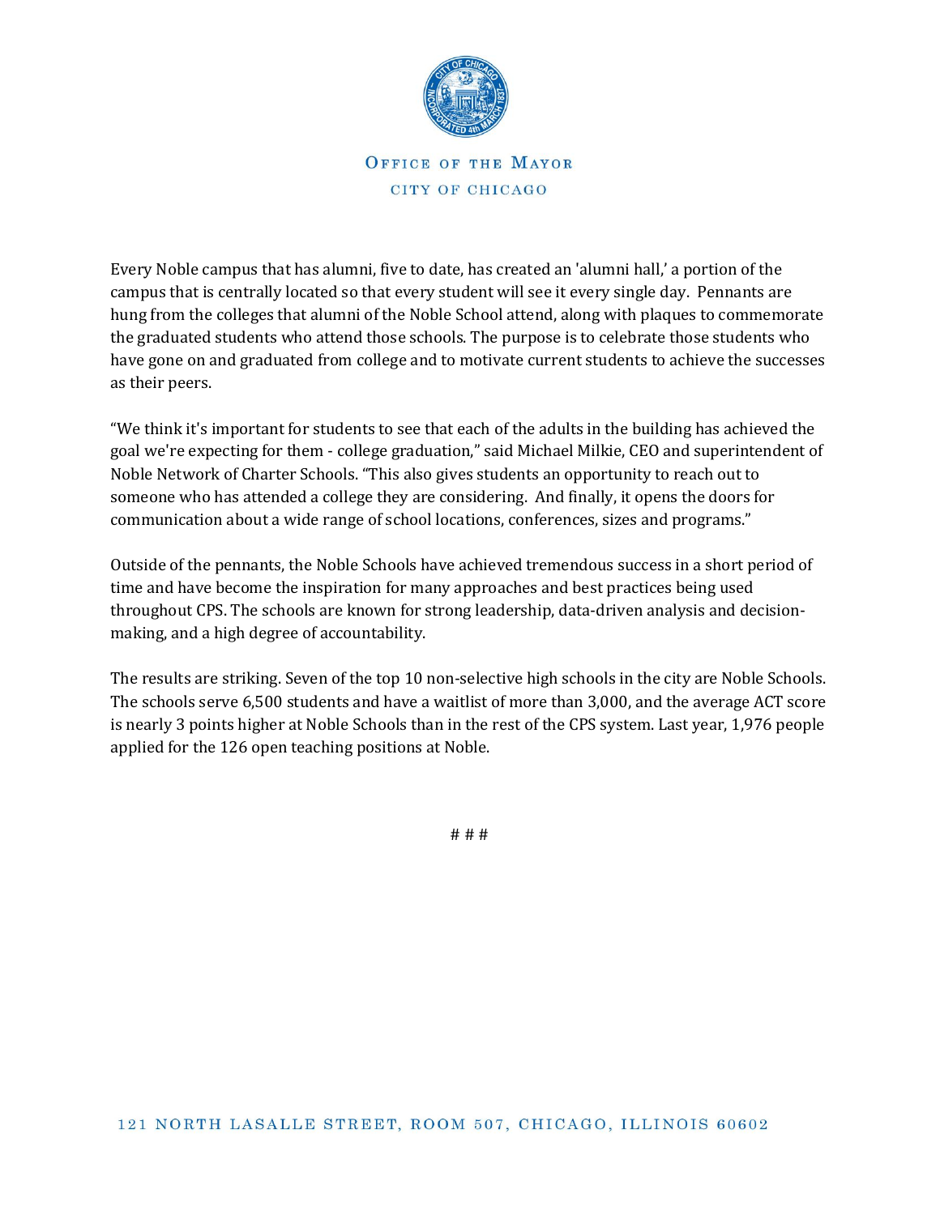Every Noble campus that has alumni, five to date, has created an 'alumni hall,' a portion of the campus that is centrally located so that every student will see it every single day. Pennants are hung from the colleges that alumni of the Noble School attend, along with plaques to commemorate the graduated students who attend those schools. The purpose is to celebrate those students who have gone on and graduated from college and to motivate current students to achieve the successes as their peers.

"We think it's important for students to see that each of the adults in the building has achieved the goal we're expecting for them - college graduation," said Michael Milkie, CEO and superintendent of Noble Network of Charter Schools. "This also gives students an opportunity to reach out to someone who has attended a college they are considering. And finally, it opens the doors for communication about a wide range of school locations, conferences, sizes and programs."

Outside of the pennants, the Noble Schools have achieved tremendous success in a short period of time and have become the inspiration for many approaches and best practices being used throughout CPS. The schools are known for strong leadership, data-driven analysis and decision-making, and a high degree of accountability.

The results are striking. Seven of the top 10 non-selective high schools in the city are Noble Schools. The schools serve 6,500 students and have a waitlist of more than 3,000, and the average ACT score is nearly 3 points higher at Noble Schools than in the rest of the CPS system. Last year, 1,976 people applied for the 126 open teaching positions at Noble.

# # #